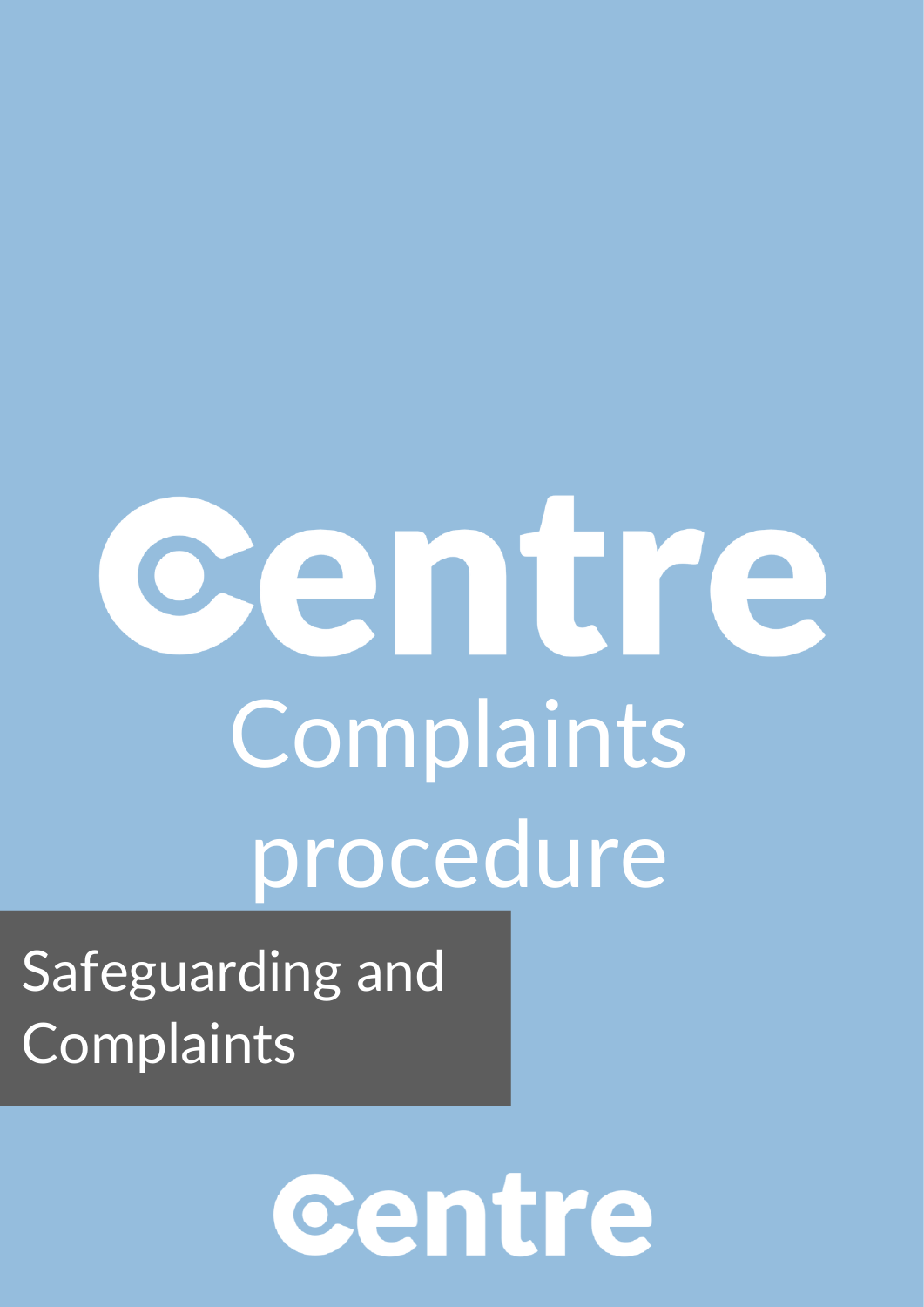# Centre

# Complaints procedure

Safeguarding and Complaints

Centre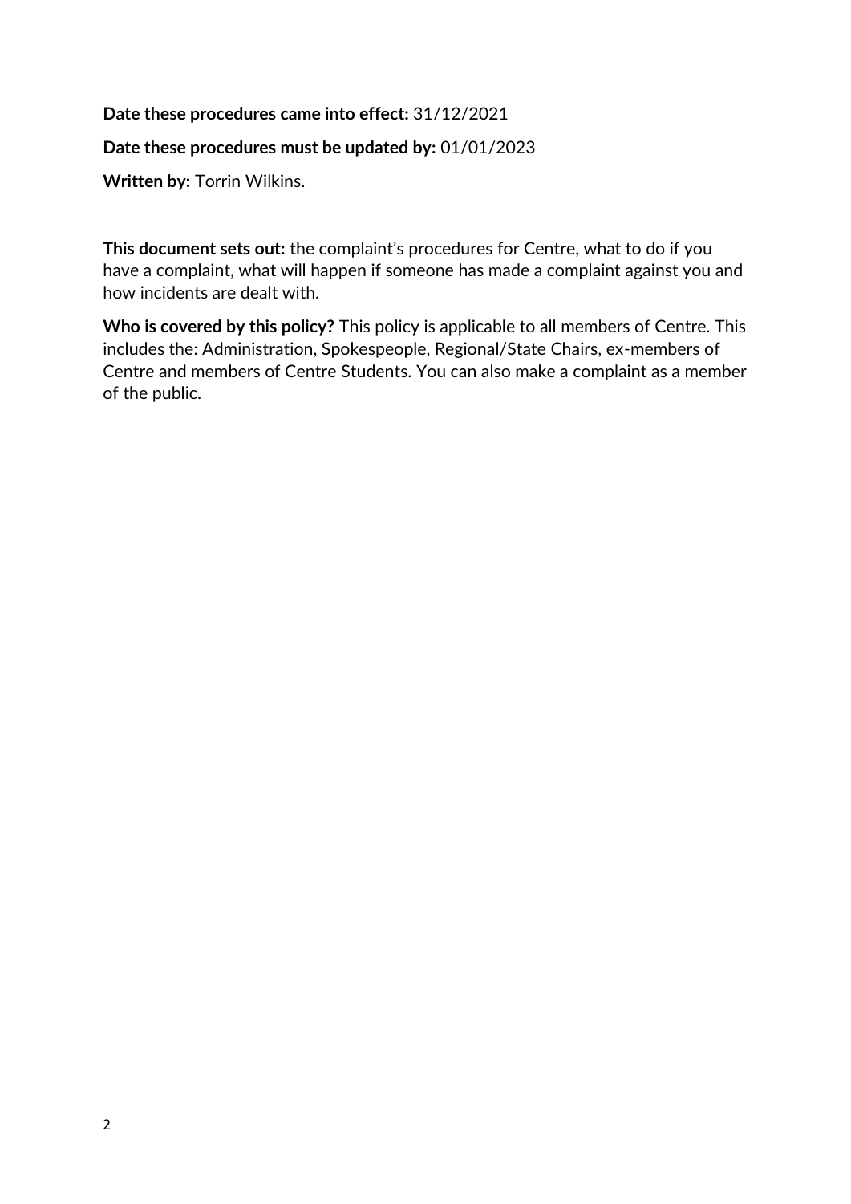**Date these procedures came into effect:** 31/12/2021

**Date these procedures must be updated by:** 01/01/2023

**Written by:** Torrin Wilkins.

**This document sets out:** the complaint's procedures for Centre, what to do if you have a complaint, what will happen if someone has made a complaint against you and how incidents are dealt with.

**Who is covered by this policy?** This policy is applicable to all members of Centre. This includes the: Administration, Spokespeople, Regional/State Chairs, ex-members of Centre and members of Centre Students. You can also make a complaint as a member of the public.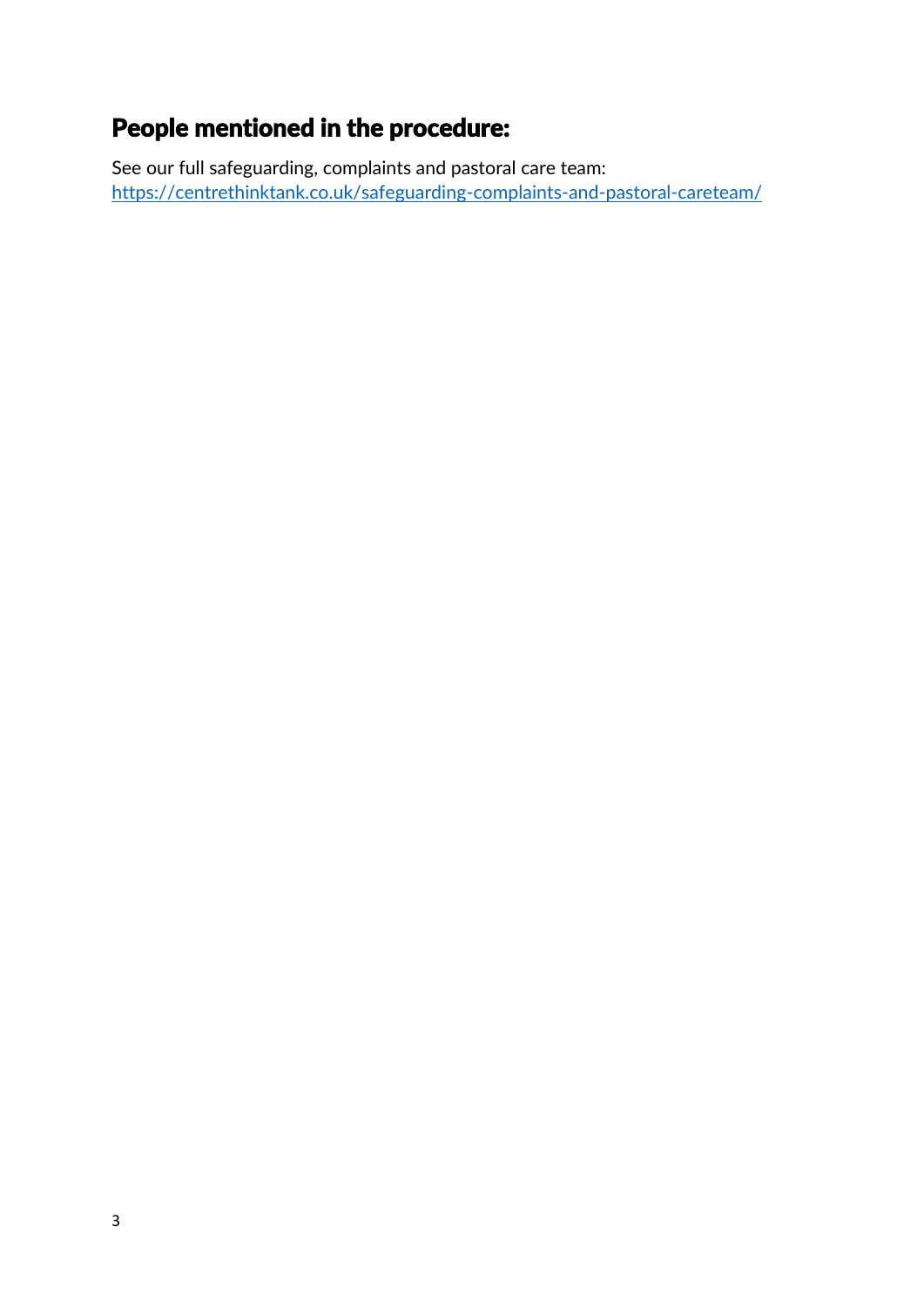## People mentioned in the procedure:

See our full safeguarding, complaints and pastoral care team: [https://centrethinktank.co.uk/safeguarding-complaints-and-pastoral-careteam/](https://centrethinktank.co.uk/safeguarding-complaints-and-pastoral-careteam/)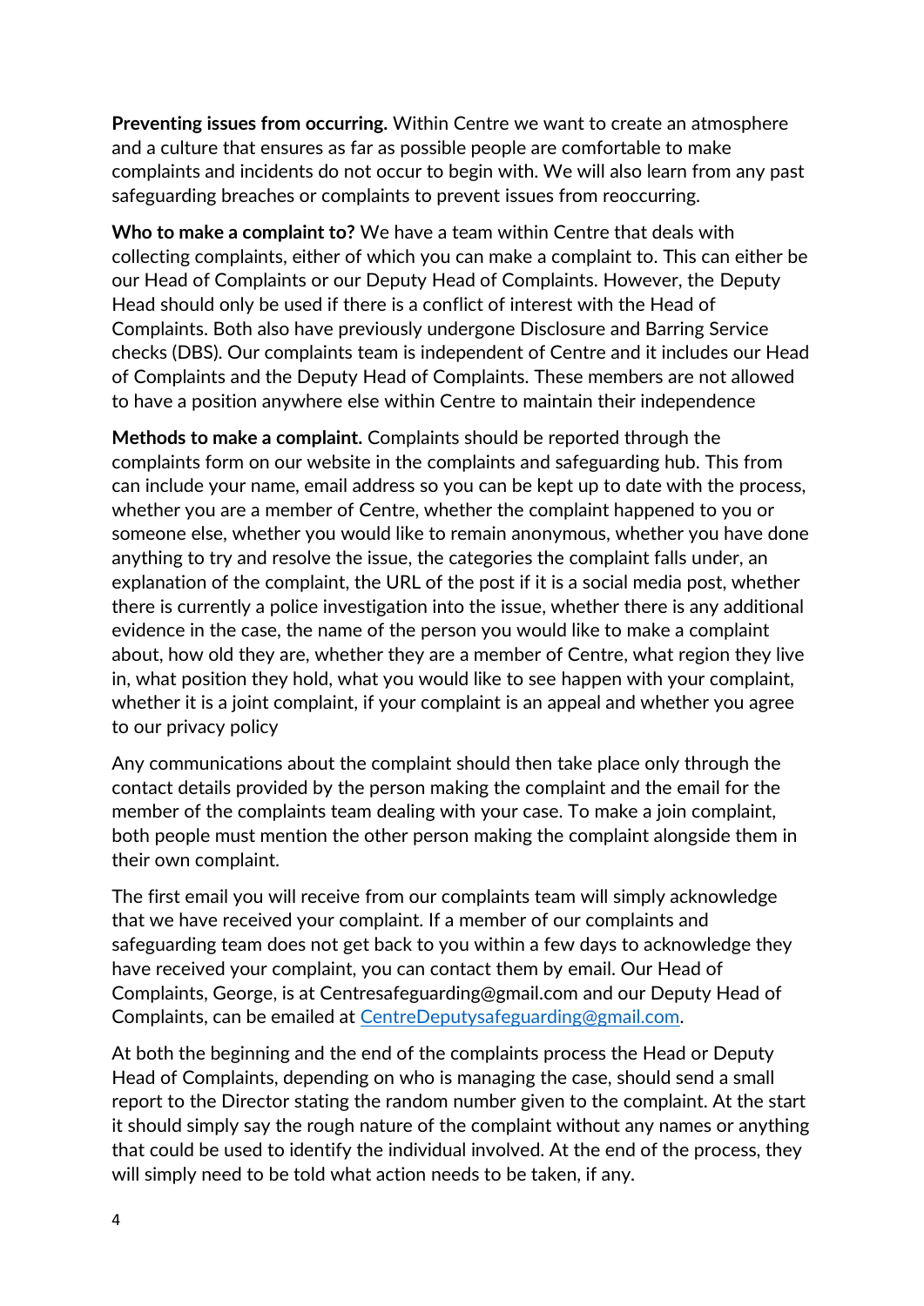**Preventing issues from occurring.** Within Centre we want to create an atmosphere and a culture that ensures as far as possible people are comfortable to make complaints and incidents do not occur to begin with. We will also learn from any past safeguarding breaches or complaints to prevent issues from reoccurring.

**Who to make a complaint to?** We have a team within Centre that deals with collecting complaints, either of which you can make a complaint to. This can either be our Head of Complaints or our Deputy Head of Complaints. However, the Deputy Head should only be used if there is a conflict of interest with the Head of Complaints. Both also have previously undergone Disclosure and Barring Service checks (DBS). Our complaints team is independent of Centre and it includes our Head of Complaints and the Deputy Head of Complaints. These members are not allowed to have a position anywhere else within Centre to maintain their independence

**Methods to make a complaint.** Complaints should be reported through the complaints form on our website in the complaints and safeguarding hub. This from can include your name, email address so you can be kept up to date with the process, whether you are a member of Centre, whether the complaint happened to you or someone else, whether you would like to remain anonymous, whether you have done anything to try and resolve the issue, the categories the complaint falls under, an explanation of the complaint, the URL of the post if it is a social media post, whether there is currently a police investigation into the issue, whether there is any additional evidence in the case, the name of the person you would like to make a complaint about, how old they are, whether they are a member of Centre, what region they live in, what position they hold, what you would like to see happen with your complaint, whether it is a joint complaint, if your complaint is an appeal and whether you agree to our privacy policy

Any communications about the complaint should then take place only through the contact details provided by the person making the complaint and the email for the member of the complaints team dealing with your case. To make a join complaint, both people must mention the other person making the complaint alongside them in their own complaint.

The first email you will receive from our complaints team will simply acknowledge that we have received your complaint. If a member of our complaints and safeguarding team does not get back to you within a few days to acknowledge they have received your complaint, you can contact them by email. Our Head of Complaints, George, is at Centresafeguarding@gmail.com and our Deputy Head of Complaints, can be emailed at CentreDeputysafeguarding@gmail.com.

At both the beginning and the end of the complaints process the Head or Deputy Head of Complaints, depending on who is managing the case, should send a small report to the Director stating the random number given to the complaint. At the start it should simply say the rough nature of the complaint without any names or anything that could be used to identify the individual involved. At the end of the process, they will simply need to be told what action needs to be taken, if any.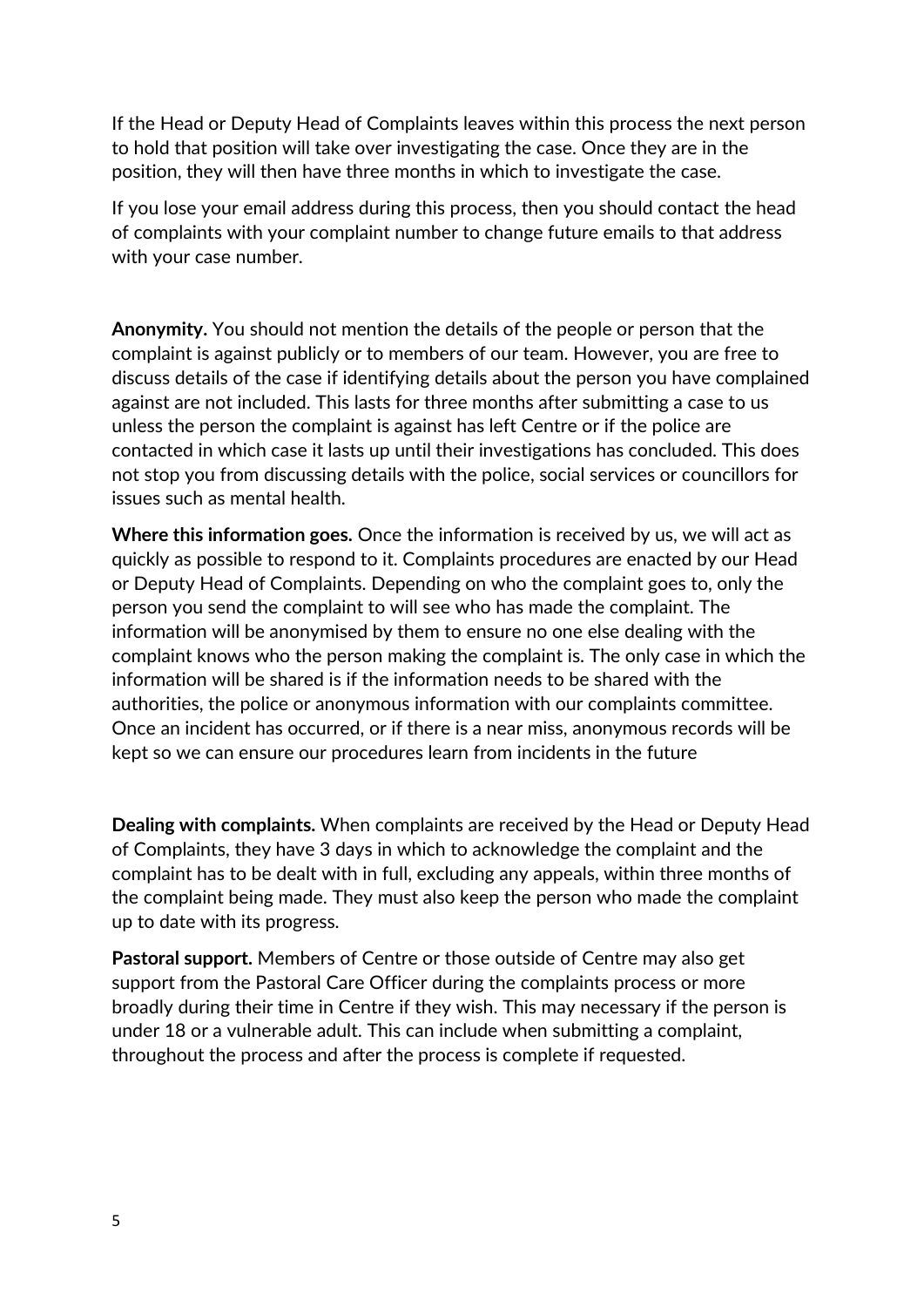If the Head or Deputy Head of Complaints leaves within this process the next person to hold that position will take over investigating the case. Once they are in the position, they will then have three months in which to investigate the case.

If you lose your email address during this process, then you should contact the head of complaints with your complaint number to change future emails to that address with your case number.

**Anonymity.** You should not mention the details of the people or person that the complaint is against publicly or to members of our team. However, you are free to discuss details of the case if identifying details about the person you have complained against are not included. This lasts for three months after submitting a case to us unless the person the complaint is against has left Centre or if the police are contacted in which case it lasts up until their investigations has concluded. This does not stop you from discussing details with the police, social services or councillors for issues such as mental health.

**Where this information goes.** Once the information is received by us, we will act as quickly as possible to respond to it. Complaints procedures are enacted by our Head or Deputy Head of Complaints. Depending on who the complaint goes to, only the person you send the complaint to will see who has made the complaint. The information will be anonymised by them to ensure no one else dealing with the complaint knows who the person making the complaint is. The only case in which the information will be shared is if the information needs to be shared with the authorities, the police or anonymous information with our complaints committee. Once an incident has occurred, or if there is a near miss, anonymous records will be kept so we can ensure our procedures learn from incidents in the future

**Dealing with complaints.** When complaints are received by the Head or Deputy Head of Complaints, they have 3 days in which to acknowledge the complaint and the complaint has to be dealt with in full, excluding any appeals, within three months of the complaint being made. They must also keep the person who made the complaint up to date with its progress.

**Pastoral support.** Members of Centre or those outside of Centre may also get support from the Pastoral Care Officer during the complaints process or more broadly during their time in Centre if they wish. This may necessary if the person is under 18 or a vulnerable adult. This can include when submitting a complaint, throughout the process and after the process is complete if requested.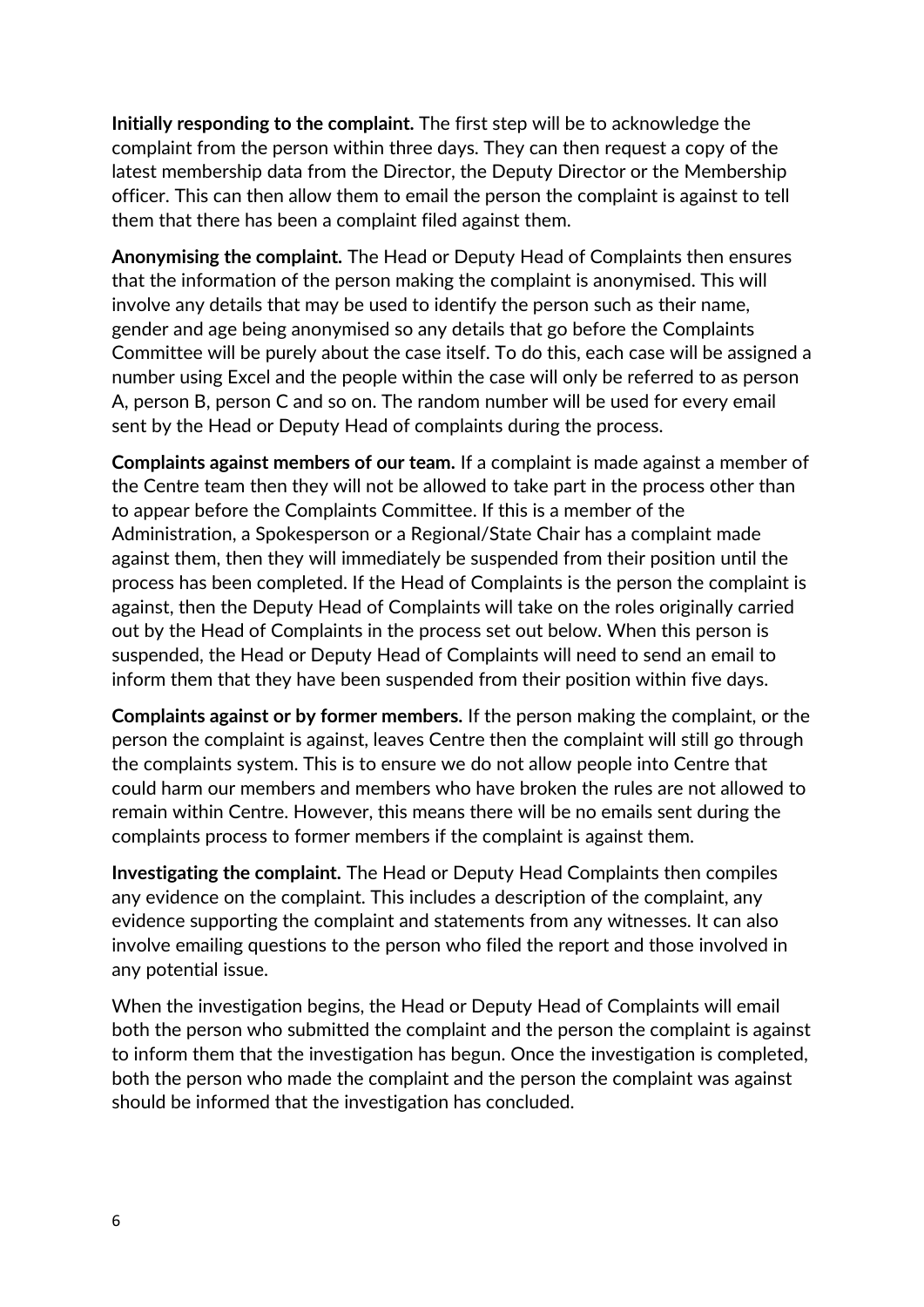**Initially responding to the complaint.** The first step will be to acknowledge the complaint from the person within three days. They can then request a copy of the latest membership data from the Director, the Deputy Director or the Membership officer. This can then allow them to email the person the complaint is against to tell them that there has been a complaint filed against them.

**Anonymising the complaint.** The Head or Deputy Head of Complaints then ensures that the information of the person making the complaint is anonymised. This will involve any details that may be used to identify the person such as their name, gender and age being anonymised so any details that go before the Complaints Committee will be purely about the case itself. To do this, each case will be assigned a number using Excel and the people within the case will only be referred to as person A, person B, person C and so on. The random number will be used for every email sent by the Head or Deputy Head of complaints during the process.

**Complaints against members of our team.** If a complaint is made against a member of the Centre team then they will not be allowed to take part in the process other than to appear before the Complaints Committee. If this is a member of the Administration, a Spokesperson or a Regional/State Chair has a complaint made against them, then they will immediately be suspended from their position until the process has been completed. If the Head of Complaints is the person the complaint is against, then the Deputy Head of Complaints will take on the roles originally carried out by the Head of Complaints in the process set out below. When this person is suspended, the Head or Deputy Head of Complaints will need to send an email to inform them that they have been suspended from their position within five days.

**Complaints against or by former members.** If the person making the complaint, or the person the complaint is against, leaves Centre then the complaint will still go through the complaints system. This is to ensure we do not allow people into Centre that could harm our members and members who have broken the rules are not allowed to remain within Centre. However, this means there will be no emails sent during the complaints process to former members if the complaint is against them.

**Investigating the complaint.** The Head or Deputy Head Complaints then compiles any evidence on the complaint. This includes a description of the complaint, any evidence supporting the complaint and statements from any witnesses. It can also involve emailing questions to the person who filed the report and those involved in any potential issue.

When the investigation begins, the Head or Deputy Head of Complaints will email both the person who submitted the complaint and the person the complaint is against to inform them that the investigation has begun. Once the investigation is completed, both the person who made the complaint and the person the complaint was against should be informed that the investigation has concluded.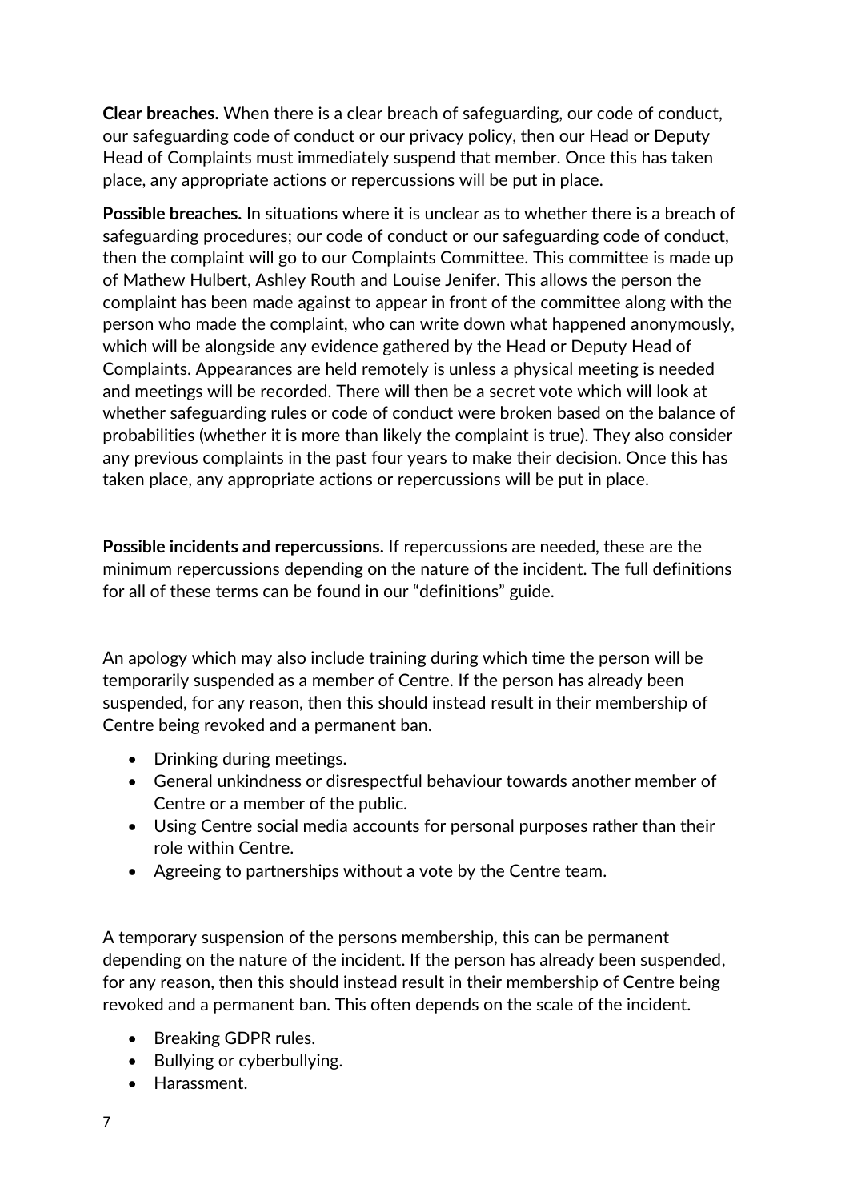**Clear breaches.** When there is a clear breach of safeguarding, our code of conduct, our safeguarding code of conduct or our privacy policy, then our Head or Deputy Head of Complaints must immediately suspend that member. Once this has taken place, any appropriate actions or repercussions will be put in place.

**Possible breaches.** In situations where it is unclear as to whether there is a breach of safeguarding procedures; our code of conduct or our safeguarding code of conduct, then the complaint will go to our Complaints Committee. This committee is made up of Mathew Hulbert, Ashley Routh and Louise Jenifer. This allows the person the complaint has been made against to appear in front of the committee along with the person who made the complaint, who can write down what happened anonymously, which will be alongside any evidence gathered by the Head or Deputy Head of Complaints. Appearances are held remotely is unless a physical meeting is needed and meetings will be recorded. There will then be a secret vote which will look at whether safeguarding rules or code of conduct were broken based on the balance of probabilities (whether it is more than likely the complaint is true). They also consider any previous complaints in the past four years to make their decision. Once this has taken place, any appropriate actions or repercussions will be put in place.

**Possible incidents and repercussions.** If repercussions are needed, these are the minimum repercussions depending on the nature of the incident. The full definitions for all of these terms can be found in our "definitions" guide.

An apology which may also include training during which time the person will be temporarily suspended as a member of Centre. If the person has already been suspended, for any reason, then this should instead result in their membership of Centre being revoked and a permanent ban.

- Drinking during meetings.
- General unkindness or disrespectful behaviour towards another member of Centre or a member of the public.
- Using Centre social media accounts for personal purposes rather than their role within Centre.
- Agreeing to partnerships without a vote by the Centre team.

A temporary suspension of the persons membership, this can be permanent depending on the nature of the incident. If the person has already been suspended, for any reason, then this should instead result in their membership of Centre being revoked and a permanent ban. This often depends on the scale of the incident.

- Breaking GDPR rules.
- Bullying or cyberbullying.
- Harassment.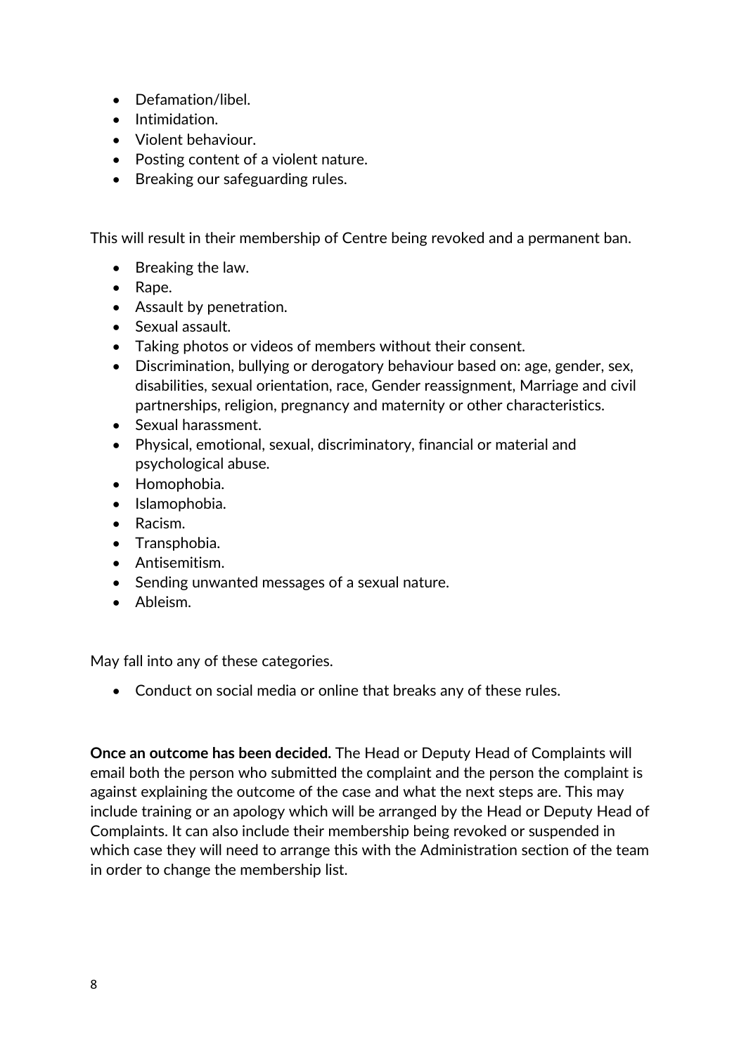- Defamation/libel.
- Intimidation.
- Violent behaviour.
- Posting content of a violent nature.
- Breaking our safeguarding rules.

This will result in their membership of Centre being revoked and a permanent ban.

- Breaking the law.
- Rape.
- Assault by penetration.
- Sexual assault.
- Taking photos or videos of members without their consent.
- Discrimination, bullying or derogatory behaviour based on: age, gender, sex, disabilities, sexual orientation, race, Gender reassignment, Marriage and civil partnerships, religion, pregnancy and maternity or other characteristics.
- Sexual harassment.
- Physical, emotional, sexual, discriminatory, financial or material and psychological abuse.
- Homophobia.
- Islamophobia.
- Racism.
- Transphobia.
- Antisemitism.
- Sending unwanted messages of a sexual nature.
- Ableism.

May fall into any of these categories.

- Conduct on social media or online that breaks any of these rules.

**Once an outcome has been decided.** The Head or Deputy Head of Complaints will email both the person who submitted the complaint and the person the complaint is against explaining the outcome of the case and what the next steps are. This may include training or an apology which will be arranged by the Head or Deputy Head of Complaints. It can also include their membership being revoked or suspended in which case they will need to arrange this with the Administration section of the team in order to change the membership list.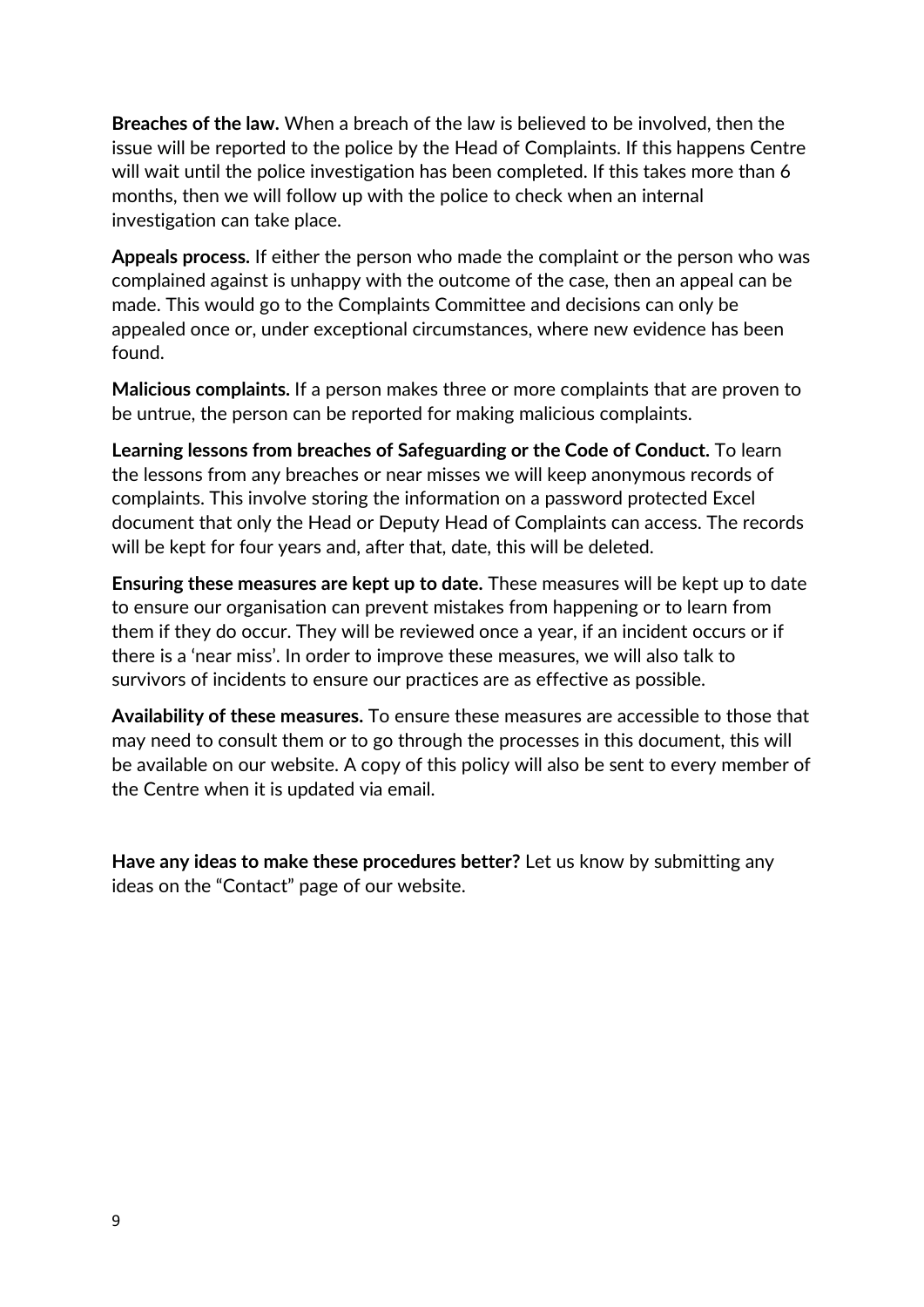**Breaches of the law.** When a breach of the law is believed to be involved, then the issue will be reported to the police by the Head of Complaints. If this happens Centre will wait until the police investigation has been completed. If this takes more than 6 months, then we will follow up with the police to check when an internal investigation can take place.

**Appeals process.** If either the person who made the complaint or the person who was complained against is unhappy with the outcome of the case, then an appeal can be made. This would go to the Complaints Committee and decisions can only be appealed once or, under exceptional circumstances, where new evidence has been found.

**Malicious complaints.** If a person makes three or more complaints that are proven to be untrue, the person can be reported for making malicious complaints.

**Learning lessons from breaches of Safeguarding or the Code of Conduct.** To learn the lessons from any breaches or near misses we will keep anonymous records of complaints. This involve storing the information on a password protected Excel document that only the Head or Deputy Head of Complaints can access. The records will be kept for four years and, after that, date, this will be deleted.

**Ensuring these measures are kept up to date.** These measures will be kept up to date to ensure our organisation can prevent mistakes from happening or to learn from them if they do occur. They will be reviewed once a year, if an incident occurs or if there is a 'near miss'. In order to improve these measures, we will also talk to survivors of incidents to ensure our practices are as effective as possible.

**Availability of these measures.** To ensure these measures are accessible to those that may need to consult them or to go through the processes in this document, this will be available on our website. A copy of this policy will also be sent to every member of the Centre when it is updated via email.

**Have any ideas to make these procedures better?** Let us know by submitting any ideas on the "Contact" page of our website.